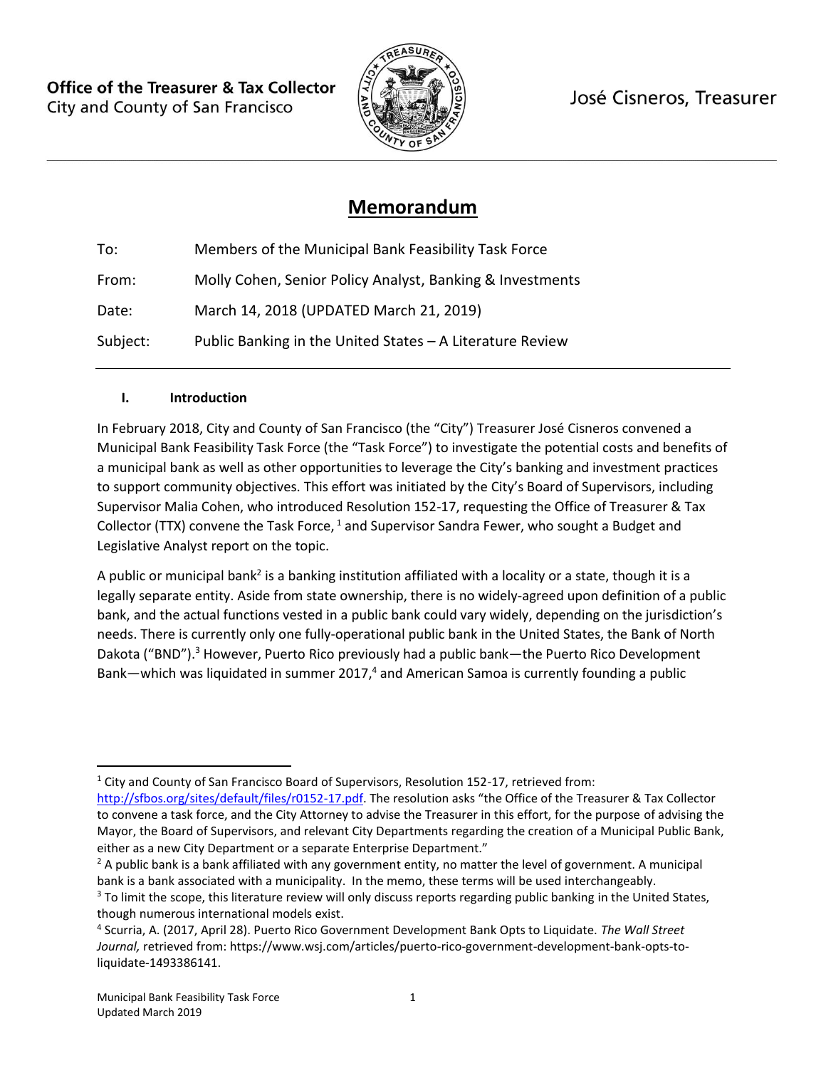Office of the Treasurer & Tax Collector
City and County of San Francisco

José Cisneros, Treasurer

# Memorandum

| | |
|---|---|
| To: | Members of the Municipal Bank Feasibility Task Force |
| From: | Molly Cohen, Senior Policy Analyst, Banking & Investments |
| Date: | March 14, 2018 (UPDATED March 21, 2019) |
| Subject: | Public Banking in the United States – A Literature Review |

## I. Introduction

In February 2018, City and County of San Francisco (the "City") Treasurer José Cisneros convened a Municipal Bank Feasibility Task Force (the "Task Force") to investigate the potential costs and benefits of a municipal bank as well as other opportunities to leverage the City's banking and investment practices to support community objectives. This effort was initiated by the City's Board of Supervisors, including Supervisor Malia Cohen, who introduced Resolution 152-17, requesting the Office of Treasurer & Tax Collector (TTX) convene the Task Force, [1] and Supervisor Sandra Fewer, who sought a Budget and Legislative Analyst report on the topic.

A public or municipal bank[2] is a banking institution affiliated with a locality or a state, though it is a legally separate entity. Aside from state ownership, there is no widely-agreed upon definition of a public bank, and the actual functions vested in a public bank could vary widely, depending on the jurisdiction's needs. There is currently only one fully-operational public bank in the United States, the Bank of North Dakota ("BND").[3] However, Puerto Rico previously had a public bank—the Puerto Rico Development Bank—which was liquidated in summer 2017,[4] and American Samoa is currently founding a public

---

[1] City and County of San Francisco Board of Supervisors, Resolution 152-17, retrieved from: http://sfbos.org/sites/default/files/r0152-17.pdf. The resolution asks "the Office of the Treasurer & Tax Collector to convene a task force, and the City Attorney to advise the Treasurer in this effort, for the purpose of advising the Mayor, the Board of Supervisors, and relevant City Departments regarding the creation of a Municipal Public Bank, either as a new City Department or a separate Enterprise Department."

[2] A public bank is a bank affiliated with any government entity, no matter the level of government. A municipal bank is a bank associated with a municipality. In the memo, these terms will be used interchangeably.

[3] To limit the scope, this literature review will only discuss reports regarding public banking in the United States, though numerous international models exist.

[4] Scurria, A. (2017, April 28). Puerto Rico Government Development Bank Opts to Liquidate. *The Wall Street Journal,* retrieved from: https://www.wsj.com/articles/puerto-rico-government-development-bank-opts-to-liquidate-1493386141.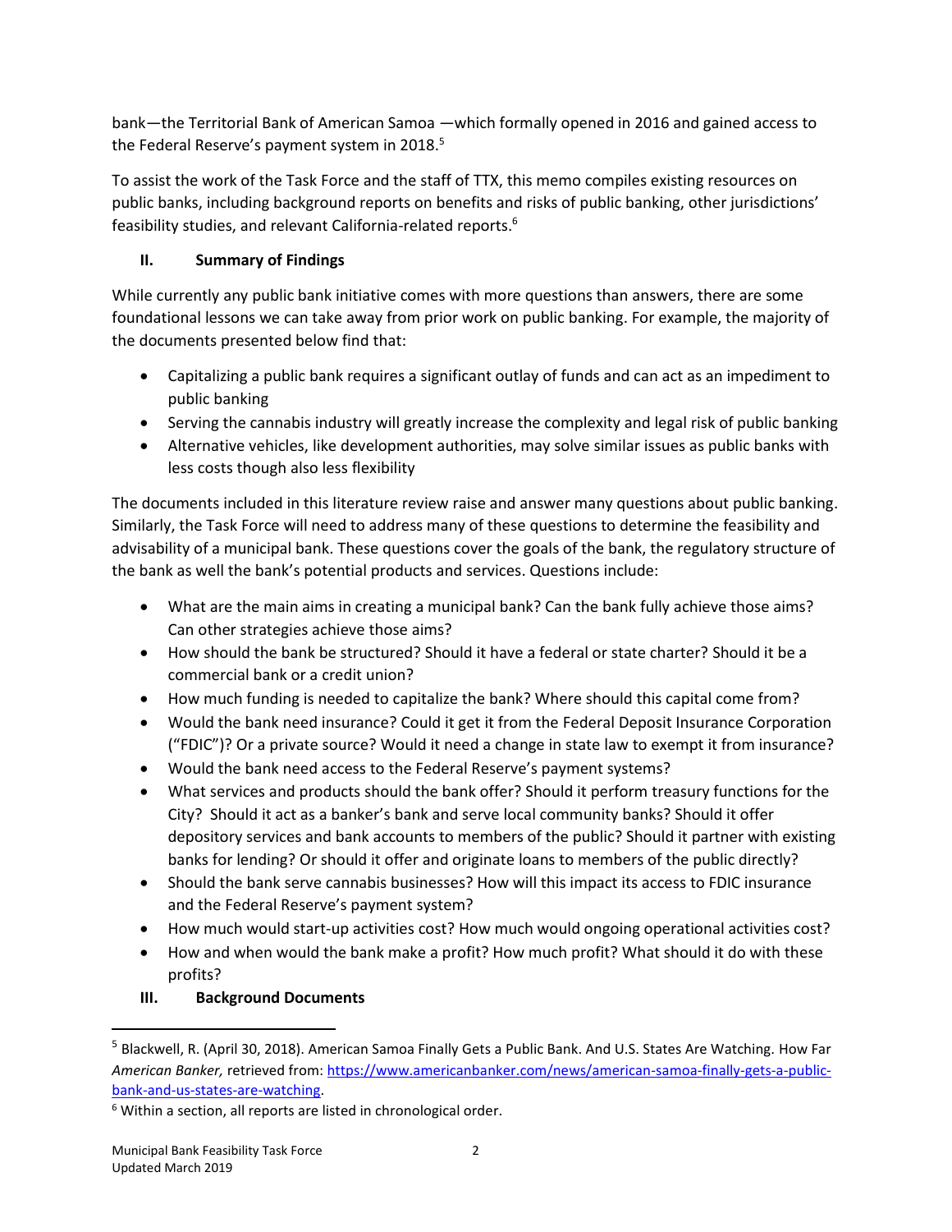bank—the Territorial Bank of American Samoa —which formally opened in 2016 and gained access to the Federal Reserve's payment system in 2018.[5]

To assist the work of the Task Force and the staff of TTX, this memo compiles existing resources on public banks, including background reports on benefits and risks of public banking, other jurisdictions' feasibility studies, and relevant California-related reports.[6]

## II. Summary of Findings

While currently any public bank initiative comes with more questions than answers, there are some foundational lessons we can take away from prior work on public banking. For example, the majority of the documents presented below find that:

- Capitalizing a public bank requires a significant outlay of funds and can act as an impediment to public banking
- Serving the cannabis industry will greatly increase the complexity and legal risk of public banking
- Alternative vehicles, like development authorities, may solve similar issues as public banks with less costs though also less flexibility

The documents included in this literature review raise and answer many questions about public banking. Similarly, the Task Force will need to address many of these questions to determine the feasibility and advisability of a municipal bank. These questions cover the goals of the bank, the regulatory structure of the bank as well the bank's potential products and services. Questions include:

- What are the main aims in creating a municipal bank? Can the bank fully achieve those aims? Can other strategies achieve those aims?
- How should the bank be structured? Should it have a federal or state charter? Should it be a commercial bank or a credit union?
- How much funding is needed to capitalize the bank? Where should this capital come from?
- Would the bank need insurance? Could it get it from the Federal Deposit Insurance Corporation ("FDIC")? Or a private source? Would it need a change in state law to exempt it from insurance?
- Would the bank need access to the Federal Reserve's payment systems?
- What services and products should the bank offer? Should it perform treasury functions for the City? Should it act as a banker's bank and serve local community banks? Should it offer depository services and bank accounts to members of the public? Should it partner with existing banks for lending? Or should it offer and originate loans to members of the public directly?
- Should the bank serve cannabis businesses? How will this impact its access to FDIC insurance and the Federal Reserve's payment system?
- How much would start-up activities cost? How much would ongoing operational activities cost?
- How and when would the bank make a profit? How much profit? What should it do with these profits?

## III. Background Documents

---

[5] Blackwell, R. (April 30, 2018). American Samoa Finally Gets a Public Bank. And U.S. States Are Watching. How Far *American Banker,* retrieved from: https://www.americanbanker.com/news/american-samoa-finally-gets-a-public-bank-and-us-states-are-watching.

[6] Within a section, all reports are listed in chronological order.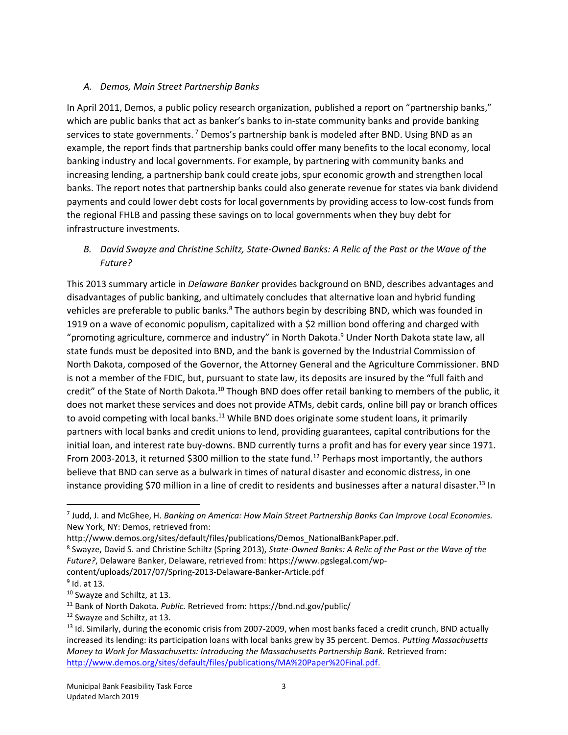### *A. Demos, Main Street Partnership Banks*

In April 2011, Demos, a public policy research organization, published a report on "partnership banks," which are public banks that act as banker's banks to in-state community banks and provide banking services to state governments. [7] Demos's partnership bank is modeled after BND. Using BND as an example, the report finds that partnership banks could offer many benefits to the local economy, local banking industry and local governments. For example, by partnering with community banks and increasing lending, a partnership bank could create jobs, spur economic growth and strengthen local banks. The report notes that partnership banks could also generate revenue for states via bank dividend payments and could lower debt costs for local governments by providing access to low-cost funds from the regional FHLB and passing these savings on to local governments when they buy debt for infrastructure investments.

### *B. David Swayze and Christine Schiltz, State-Owned Banks: A Relic of the Past or the Wave of the Future?*

This 2013 summary article in *Delaware Banker* provides background on BND, describes advantages and disadvantages of public banking, and ultimately concludes that alternative loan and hybrid funding vehicles are preferable to public banks.[8] The authors begin by describing BND, which was founded in 1919 on a wave of economic populism, capitalized with a $2 million bond offering and charged with "promoting agriculture, commerce and industry" in North Dakota.[9] Under North Dakota state law, all state funds must be deposited into BND, and the bank is governed by the Industrial Commission of North Dakota, composed of the Governor, the Attorney General and the Agriculture Commissioner. BND is not a member of the FDIC, but, pursuant to state law, its deposits are insured by the "full faith and credit" of the State of North Dakota.[10] Though BND does offer retail banking to members of the public, it does not market these services and does not provide ATMs, debit cards, online bill pay or branch offices to avoid competing with local banks.[11] While BND does originate some student loans, it primarily partners with local banks and credit unions to lend, providing guarantees, capital contributions for the initial loan, and interest rate buy-downs. BND currently turns a profit and has for every year since 1971. From 2003-2013, it returned $300 million to the state fund.[12] Perhaps most importantly, the authors believe that BND can serve as a bulwark in times of natural disaster and economic distress, in one instance providing $70 million in a line of credit to residents and businesses after a natural disaster.[13] In

---

[7] Judd, J. and McGhee, H. *Banking on America: How Main Street Partnership Banks Can Improve Local Economies.* New York, NY: Demos, retrieved from: http://www.demos.org/sites/default/files/publications/Demos_NationalBankPaper.pdf.

[8] Swayze, David S. and Christine Schiltz (Spring 2013), *State-Owned Banks: A Relic of the Past or the Wave of the Future?*, Delaware Banker, Delaware, retrieved from: https://www.pgslegal.com/wp-content/uploads/2017/07/Spring-2013-Delaware-Banker-Article.pdf

[9] Id. at 13.

[10] Swayze and Schiltz, at 13.

[11] Bank of North Dakota. *Public.* Retrieved from: https://bnd.nd.gov/public/

[12] Swayze and Schiltz, at 13.

[13] Id. Similarly, during the economic crisis from 2007-2009, when most banks faced a credit crunch, BND actually increased its lending: its participation loans with local banks grew by 35 percent. Demos. *Putting Massachusetts Money to Work for Massachusetts: Introducing the Massachusetts Partnership Bank.* Retrieved from: http://www.demos.org/sites/default/files/publications/MA%20Paper%20Final.pdf.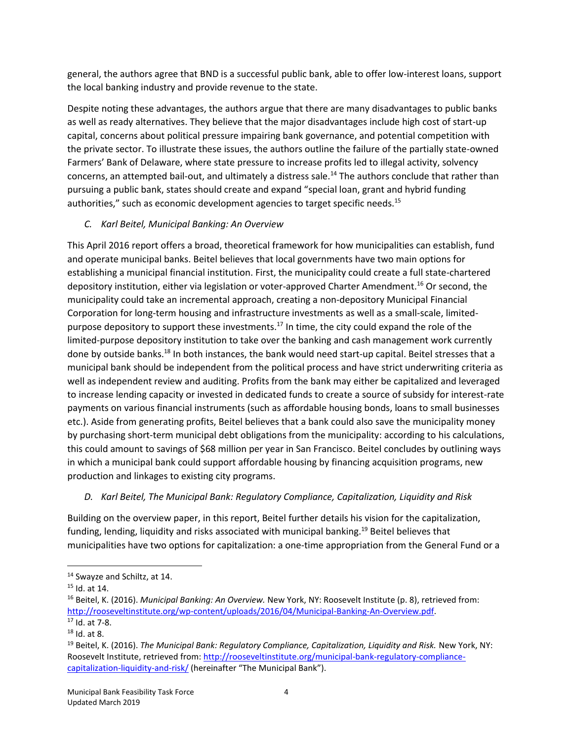general, the authors agree that BND is a successful public bank, able to offer low-interest loans, support the local banking industry and provide revenue to the state.

Despite noting these advantages, the authors argue that there are many disadvantages to public banks as well as ready alternatives. They believe that the major disadvantages include high cost of start-up capital, concerns about political pressure impairing bank governance, and potential competition with the private sector. To illustrate these issues, the authors outline the failure of the partially state-owned Farmers' Bank of Delaware, where state pressure to increase profits led to illegal activity, solvency concerns, an attempted bail-out, and ultimately a distress sale.[14] The authors conclude that rather than pursuing a public bank, states should create and expand "special loan, grant and hybrid funding authorities," such as economic development agencies to target specific needs.[15]

### *C. Karl Beitel, Municipal Banking: An Overview*

This April 2016 report offers a broad, theoretical framework for how municipalities can establish, fund and operate municipal banks. Beitel believes that local governments have two main options for establishing a municipal financial institution. First, the municipality could create a full state-chartered depository institution, either via legislation or voter-approved Charter Amendment.[16] Or second, the municipality could take an incremental approach, creating a non-depository Municipal Financial Corporation for long-term housing and infrastructure investments as well as a small-scale, limited-purpose depository to support these investments.[17] In time, the city could expand the role of the limited-purpose depository institution to take over the banking and cash management work currently done by outside banks.[18] In both instances, the bank would need start-up capital. Beitel stresses that a municipal bank should be independent from the political process and have strict underwriting criteria as well as independent review and auditing. Profits from the bank may either be capitalized and leveraged to increase lending capacity or invested in dedicated funds to create a source of subsidy for interest-rate payments on various financial instruments (such as affordable housing bonds, loans to small businesses etc.). Aside from generating profits, Beitel believes that a bank could also save the municipality money by purchasing short-term municipal debt obligations from the municipality: according to his calculations, this could amount to savings of $68 million per year in San Francisco. Beitel concludes by outlining ways in which a municipal bank could support affordable housing by financing acquisition programs, new production and linkages to existing city programs.

### *D. Karl Beitel, The Municipal Bank: Regulatory Compliance, Capitalization, Liquidity and Risk*

Building on the overview paper, in this report, Beitel further details his vision for the capitalization, funding, lending, liquidity and risks associated with municipal banking.[19] Beitel believes that municipalities have two options for capitalization: a one-time appropriation from the General Fund or a

---

[14] Swayze and Schiltz, at 14.

[15] Id. at 14.

[16] Beitel, K. (2016). *Municipal Banking: An Overview.* New York, NY: Roosevelt Institute (p. 8), retrieved from: http://rooseveltinstitute.org/wp-content/uploads/2016/04/Municipal-Banking-An-Overview.pdf.

[17] Id. at 7-8.

[18] Id. at 8.

[19] Beitel, K. (2016). *The Municipal Bank: Regulatory Compliance, Capitalization, Liquidity and Risk.* New York, NY: Roosevelt Institute, retrieved from: http://rooseveltinstitute.org/municipal-bank-regulatory-compliance-capitalization-liquidity-and-risk/ (hereinafter "The Municipal Bank").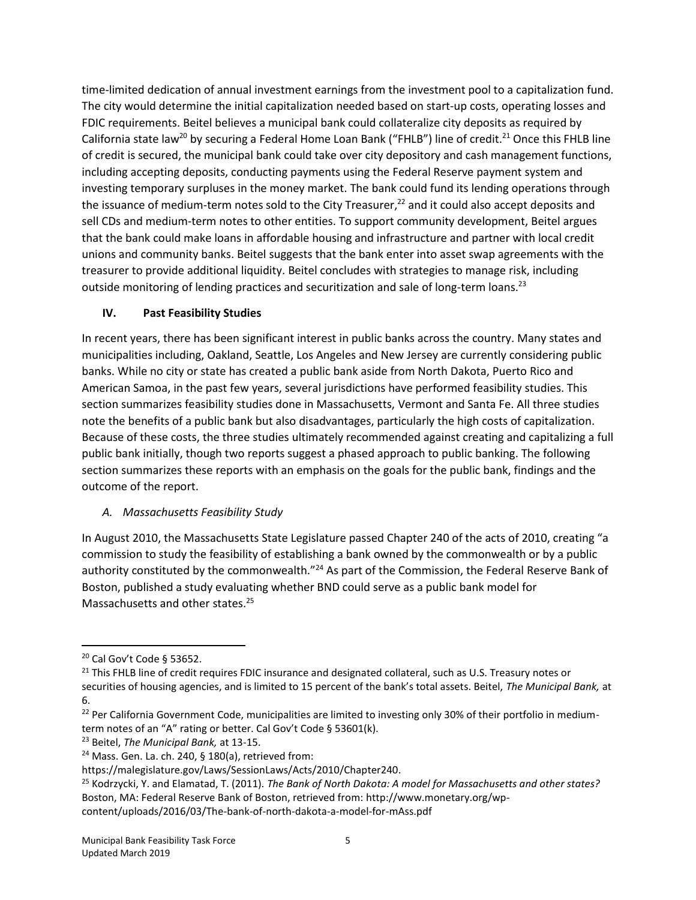time-limited dedication of annual investment earnings from the investment pool to a capitalization fund. The city would determine the initial capitalization needed based on start-up costs, operating losses and FDIC requirements. Beitel believes a municipal bank could collateralize city deposits as required by California state law[20] by securing a Federal Home Loan Bank ("FHLB") line of credit.[21] Once this FHLB line of credit is secured, the municipal bank could take over city depository and cash management functions, including accepting deposits, conducting payments using the Federal Reserve payment system and investing temporary surpluses in the money market. The bank could fund its lending operations through the issuance of medium-term notes sold to the City Treasurer,[22] and it could also accept deposits and sell CDs and medium-term notes to other entities. To support community development, Beitel argues that the bank could make loans in affordable housing and infrastructure and partner with local credit unions and community banks. Beitel suggests that the bank enter into asset swap agreements with the treasurer to provide additional liquidity. Beitel concludes with strategies to manage risk, including outside monitoring of lending practices and securitization and sale of long-term loans.[23]

## IV. Past Feasibility Studies

In recent years, there has been significant interest in public banks across the country. Many states and municipalities including, Oakland, Seattle, Los Angeles and New Jersey are currently considering public banks. While no city or state has created a public bank aside from North Dakota, Puerto Rico and American Samoa, in the past few years, several jurisdictions have performed feasibility studies. This section summarizes feasibility studies done in Massachusetts, Vermont and Santa Fe. All three studies note the benefits of a public bank but also disadvantages, particularly the high costs of capitalization. Because of these costs, the three studies ultimately recommended against creating and capitalizing a full public bank initially, though two reports suggest a phased approach to public banking. The following section summarizes these reports with an emphasis on the goals for the public bank, findings and the outcome of the report.

### *A. Massachusetts Feasibility Study*

In August 2010, the Massachusetts State Legislature passed Chapter 240 of the acts of 2010, creating "a commission to study the feasibility of establishing a bank owned by the commonwealth or by a public authority constituted by the commonwealth."[24] As part of the Commission, the Federal Reserve Bank of Boston, published a study evaluating whether BND could serve as a public bank model for Massachusetts and other states.[25]

---

[20] Cal Gov't Code § 53652.

[21] This FHLB line of credit requires FDIC insurance and designated collateral, such as U.S. Treasury notes or securities of housing agencies, and is limited to 15 percent of the bank's total assets. Beitel, *The Municipal Bank,* at 6.

[22] Per California Government Code, municipalities are limited to investing only 30% of their portfolio in medium-term notes of an "A" rating or better. Cal Gov't Code § 53601(k).

[23] Beitel, *The Municipal Bank,* at 13-15.

[24] Mass. Gen. La. ch. 240, § 180(a), retrieved from: https://malegislature.gov/Laws/SessionLaws/Acts/2010/Chapter240.

[25] Kodrzycki, Y. and Elamatad, T. (2011). *The Bank of North Dakota: A model for Massachusetts and other states?* Boston, MA: Federal Reserve Bank of Boston, retrieved from: http://www.monetary.org/wp-content/uploads/2016/03/The-bank-of-north-dakota-a-model-for-mAss.pdf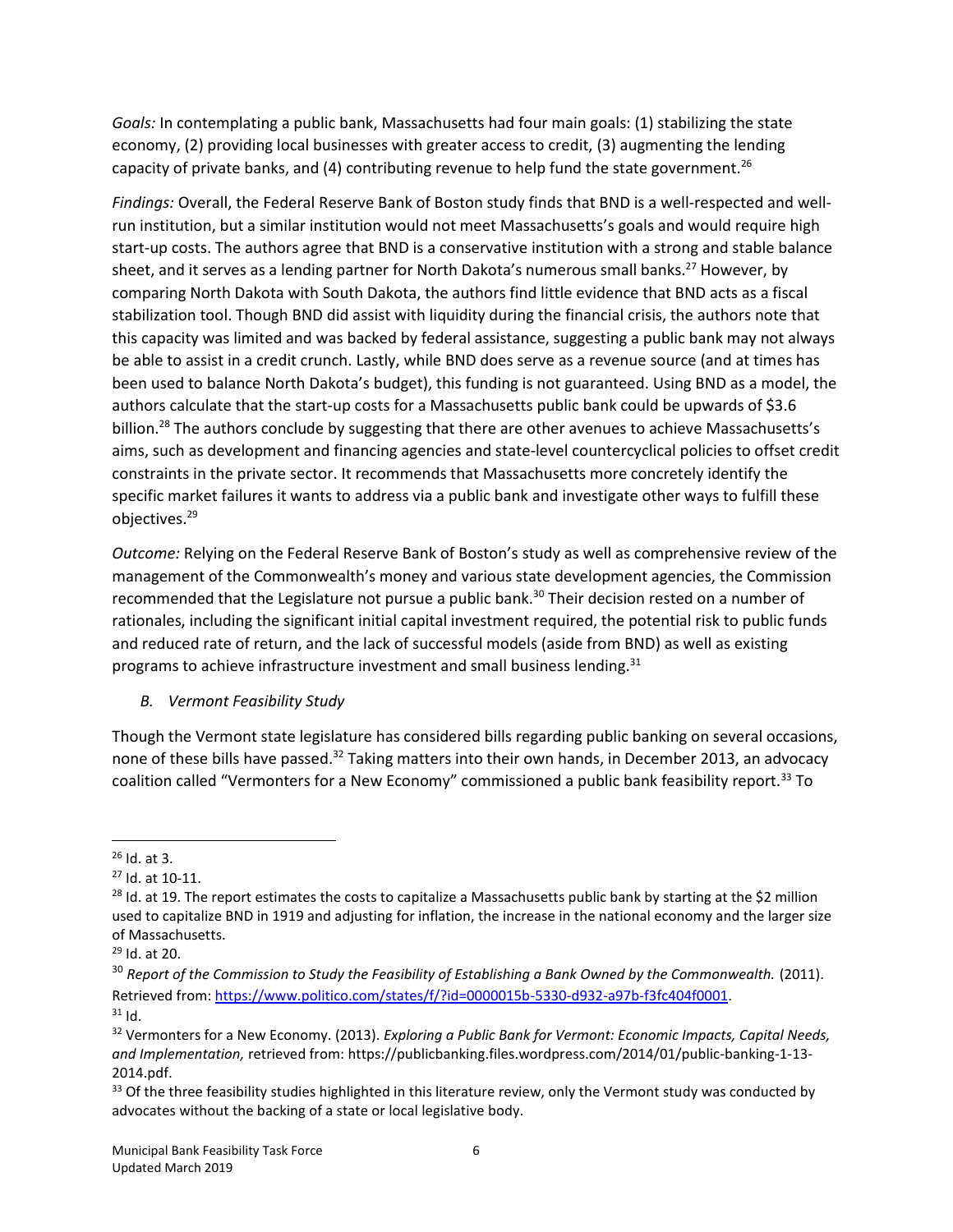*Goals:* In contemplating a public bank, Massachusetts had four main goals: (1) stabilizing the state economy, (2) providing local businesses with greater access to credit, (3) augmenting the lending capacity of private banks, and (4) contributing revenue to help fund the state government.[26]

*Findings:* Overall, the Federal Reserve Bank of Boston study finds that BND is a well-respected and well-run institution, but a similar institution would not meet Massachusetts's goals and would require high start-up costs. The authors agree that BND is a conservative institution with a strong and stable balance sheet, and it serves as a lending partner for North Dakota's numerous small banks.[27] However, by comparing North Dakota with South Dakota, the authors find little evidence that BND acts as a fiscal stabilization tool. Though BND did assist with liquidity during the financial crisis, the authors note that this capacity was limited and was backed by federal assistance, suggesting a public bank may not always be able to assist in a credit crunch. Lastly, while BND does serve as a revenue source (and at times has been used to balance North Dakota's budget), this funding is not guaranteed. Using BND as a model, the authors calculate that the start-up costs for a Massachusetts public bank could be upwards of $3.6 billion.[28] The authors conclude by suggesting that there are other avenues to achieve Massachusetts's aims, such as development and financing agencies and state-level countercyclical policies to offset credit constraints in the private sector. It recommends that Massachusetts more concretely identify the specific market failures it wants to address via a public bank and investigate other ways to fulfill these objectives.[29]

*Outcome:* Relying on the Federal Reserve Bank of Boston's study as well as comprehensive review of the management of the Commonwealth's money and various state development agencies, the Commission recommended that the Legislature not pursue a public bank.[30] Their decision rested on a number of rationales, including the significant initial capital investment required, the potential risk to public funds and reduced rate of return, and the lack of successful models (aside from BND) as well as existing programs to achieve infrastructure investment and small business lending.[31]

### *B. Vermont Feasibility Study*

Though the Vermont state legislature has considered bills regarding public banking on several occasions, none of these bills have passed.[32] Taking matters into their own hands, in December 2013, an advocacy coalition called "Vermonters for a New Economy" commissioned a public bank feasibility report.[33] To

---

[26] Id. at 3.

[27] Id. at 10-11.

[28] Id. at 19. The report estimates the costs to capitalize a Massachusetts public bank by starting at the $2 million used to capitalize BND in 1919 and adjusting for inflation, the increase in the national economy and the larger size of Massachusetts.

[29] Id. at 20.

[30] *Report of the Commission to Study the Feasibility of Establishing a Bank Owned by the Commonwealth.* (2011). Retrieved from: [https://www.politico.com/states/f/?id=0000015b-5330-d932-a97b-f3fc404f0001](https://www.politico.com/states/f/?id=0000015b-5330-d932-a97b-f3fc404f0001).

[31] Id.

[32] Vermonters for a New Economy. (2013). *Exploring a Public Bank for Vermont: Economic Impacts, Capital Needs, and Implementation,* retrieved from: https://publicbanking.files.wordpress.com/2014/01/public-banking-1-13-2014.pdf.

[33] Of the three feasibility studies highlighted in this literature review, only the Vermont study was conducted by advocates without the backing of a state or local legislative body.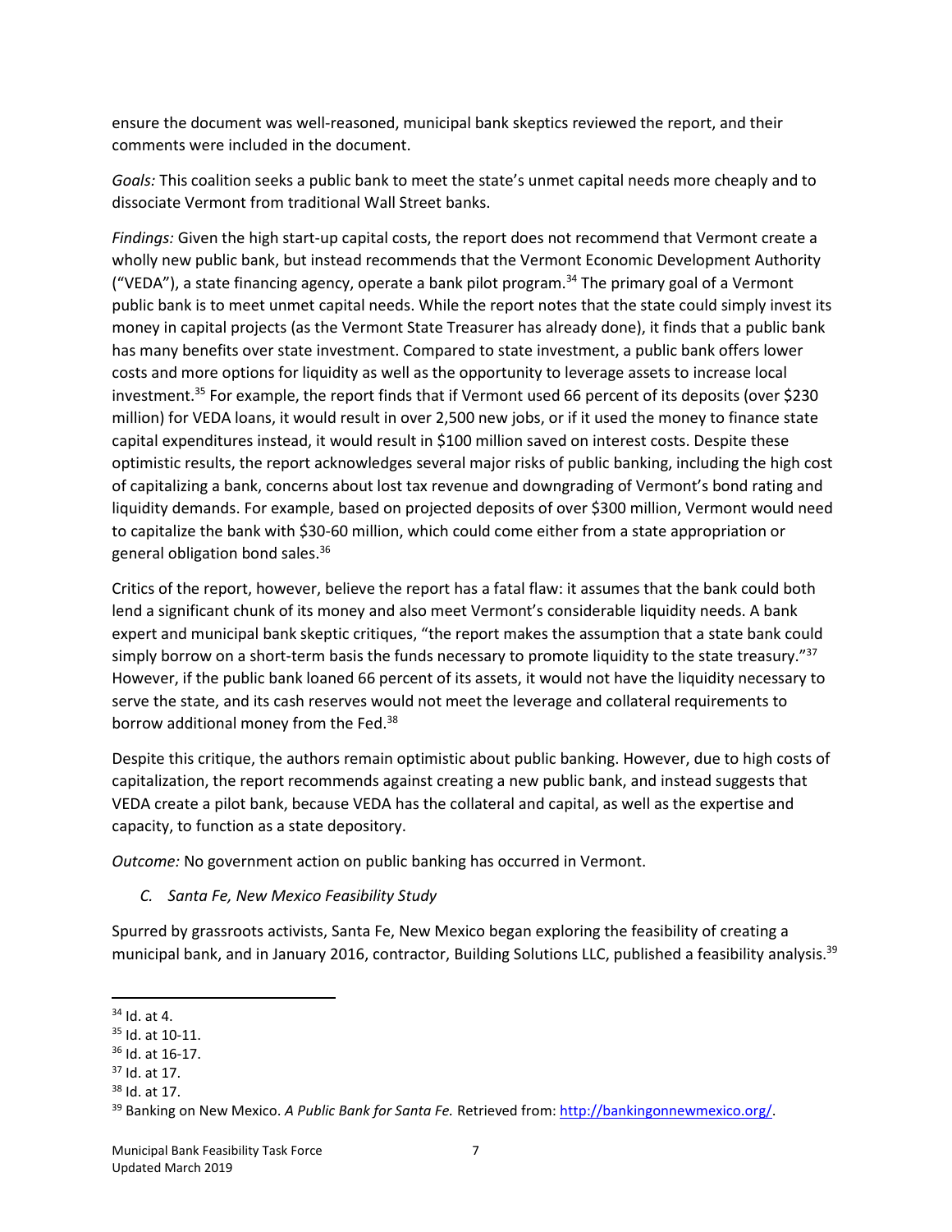ensure the document was well-reasoned, municipal bank skeptics reviewed the report, and their comments were included in the document.

*Goals:* This coalition seeks a public bank to meet the state's unmet capital needs more cheaply and to dissociate Vermont from traditional Wall Street banks.

*Findings:* Given the high start-up capital costs, the report does not recommend that Vermont create a wholly new public bank, but instead recommends that the Vermont Economic Development Authority ("VEDA"), a state financing agency, operate a bank pilot program.[34] The primary goal of a Vermont public bank is to meet unmet capital needs. While the report notes that the state could simply invest its money in capital projects (as the Vermont State Treasurer has already done), it finds that a public bank has many benefits over state investment. Compared to state investment, a public bank offers lower costs and more options for liquidity as well as the opportunity to leverage assets to increase local investment.[35] For example, the report finds that if Vermont used 66 percent of its deposits (over $230 million) for VEDA loans, it would result in over 2,500 new jobs, or if it used the money to finance state capital expenditures instead, it would result in $100 million saved on interest costs. Despite these optimistic results, the report acknowledges several major risks of public banking, including the high cost of capitalizing a bank, concerns about lost tax revenue and downgrading of Vermont's bond rating and liquidity demands. For example, based on projected deposits of over $300 million, Vermont would need to capitalize the bank with $30-60 million, which could come either from a state appropriation or general obligation bond sales.[36]

Critics of the report, however, believe the report has a fatal flaw: it assumes that the bank could both lend a significant chunk of its money and also meet Vermont's considerable liquidity needs. A bank expert and municipal bank skeptic critiques, "the report makes the assumption that a state bank could simply borrow on a short-term basis the funds necessary to promote liquidity to the state treasury."[37] However, if the public bank loaned 66 percent of its assets, it would not have the liquidity necessary to serve the state, and its cash reserves would not meet the leverage and collateral requirements to borrow additional money from the Fed.[38]

Despite this critique, the authors remain optimistic about public banking. However, due to high costs of capitalization, the report recommends against creating a new public bank, and instead suggests that VEDA create a pilot bank, because VEDA has the collateral and capital, as well as the expertise and capacity, to function as a state depository.

*Outcome:* No government action on public banking has occurred in Vermont.

### *C. Santa Fe, New Mexico Feasibility Study*

Spurred by grassroots activists, Santa Fe, New Mexico began exploring the feasibility of creating a municipal bank, and in January 2016, contractor, Building Solutions LLC, published a feasibility analysis.[39]

---

[34] Id. at 4.

[35] Id. at 10-11.

[36] Id. at 16-17.

[37] Id. at 17.

[38] Id. at 17.

[39] Banking on New Mexico. *A Public Bank for Santa Fe.* Retrieved from: http://bankingonnewmexico.org/.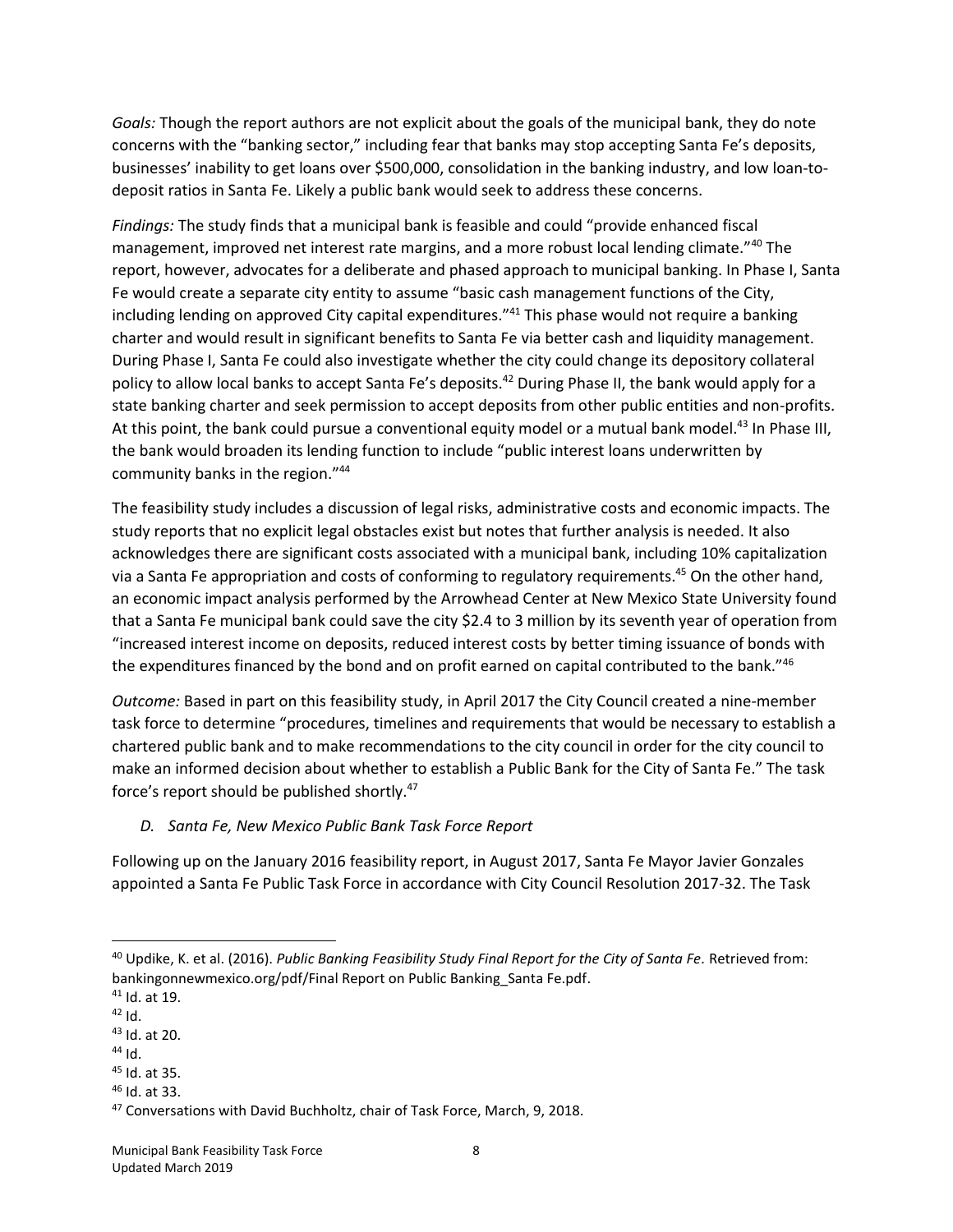*Goals:* Though the report authors are not explicit about the goals of the municipal bank, they do note concerns with the "banking sector," including fear that banks may stop accepting Santa Fe's deposits, businesses' inability to get loans over $500,000, consolidation in the banking industry, and low loan-to-deposit ratios in Santa Fe. Likely a public bank would seek to address these concerns.

*Findings:* The study finds that a municipal bank is feasible and could "provide enhanced fiscal management, improved net interest rate margins, and a more robust local lending climate."[40] The report, however, advocates for a deliberate and phased approach to municipal banking. In Phase I, Santa Fe would create a separate city entity to assume "basic cash management functions of the City, including lending on approved City capital expenditures."[41] This phase would not require a banking charter and would result in significant benefits to Santa Fe via better cash and liquidity management. During Phase I, Santa Fe could also investigate whether the city could change its depository collateral policy to allow local banks to accept Santa Fe's deposits.[42] During Phase II, the bank would apply for a state banking charter and seek permission to accept deposits from other public entities and non-profits. At this point, the bank could pursue a conventional equity model or a mutual bank model.[43] In Phase III, the bank would broaden its lending function to include "public interest loans underwritten by community banks in the region."[44]

The feasibility study includes a discussion of legal risks, administrative costs and economic impacts. The study reports that no explicit legal obstacles exist but notes that further analysis is needed. It also acknowledges there are significant costs associated with a municipal bank, including 10% capitalization via a Santa Fe appropriation and costs of conforming to regulatory requirements.[45] On the other hand, an economic impact analysis performed by the Arrowhead Center at New Mexico State University found that a Santa Fe municipal bank could save the city $2.4 to 3 million by its seventh year of operation from "increased interest income on deposits, reduced interest costs by better timing issuance of bonds with the expenditures financed by the bond and on profit earned on capital contributed to the bank."[46]

*Outcome:* Based in part on this feasibility study, in April 2017 the City Council created a nine-member task force to determine "procedures, timelines and requirements that would be necessary to establish a chartered public bank and to make recommendations to the city council in order for the city council to make an informed decision about whether to establish a Public Bank for the City of Santa Fe." The task force's report should be published shortly.[47]

### *D. Santa Fe, New Mexico Public Bank Task Force Report*

Following up on the January 2016 feasibility report, in August 2017, Santa Fe Mayor Javier Gonzales appointed a Santa Fe Public Task Force in accordance with City Council Resolution 2017-32. The Task

---

[40] Updike, K. et al. (2016). *Public Banking Feasibility Study Final Report for the City of Santa Fe.* Retrieved from: bankingonnewmexico.org/pdf/Final Report on Public Banking_Santa Fe.pdf.

[41] Id. at 19.

[42] Id.

[43] Id. at 20.

[44] Id.

[45] Id. at 35.

[46] Id. at 33.

[47] Conversations with David Buchholtz, chair of Task Force, March, 9, 2018.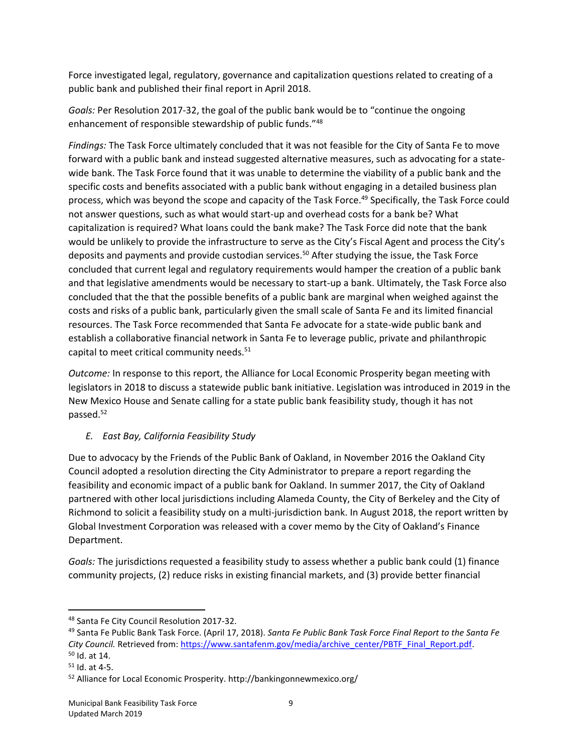Force investigated legal, regulatory, governance and capitalization questions related to creating of a public bank and published their final report in April 2018.

*Goals:* Per Resolution 2017-32, the goal of the public bank would be to "continue the ongoing enhancement of responsible stewardship of public funds."[48]

*Findings:* The Task Force ultimately concluded that it was not feasible for the City of Santa Fe to move forward with a public bank and instead suggested alternative measures, such as advocating for a state-wide bank. The Task Force found that it was unable to determine the viability of a public bank and the specific costs and benefits associated with a public bank without engaging in a detailed business plan process, which was beyond the scope and capacity of the Task Force.[49] Specifically, the Task Force could not answer questions, such as what would start-up and overhead costs for a bank be? What capitalization is required? What loans could the bank make? The Task Force did note that the bank would be unlikely to provide the infrastructure to serve as the City's Fiscal Agent and process the City's deposits and payments and provide custodian services.[50] After studying the issue, the Task Force concluded that current legal and regulatory requirements would hamper the creation of a public bank and that legislative amendments would be necessary to start-up a bank. Ultimately, the Task Force also concluded that the that the possible benefits of a public bank are marginal when weighed against the costs and risks of a public bank, particularly given the small scale of Santa Fe and its limited financial resources. The Task Force recommended that Santa Fe advocate for a state-wide public bank and establish a collaborative financial network in Santa Fe to leverage public, private and philanthropic capital to meet critical community needs.[51]

*Outcome:* In response to this report, the Alliance for Local Economic Prosperity began meeting with legislators in 2018 to discuss a statewide public bank initiative. Legislation was introduced in 2019 in the New Mexico House and Senate calling for a state public bank feasibility study, though it has not passed.[52]

### *E. East Bay, California Feasibility Study*

Due to advocacy by the Friends of the Public Bank of Oakland, in November 2016 the Oakland City Council adopted a resolution directing the City Administrator to prepare a report regarding the feasibility and economic impact of a public bank for Oakland. In summer 2017, the City of Oakland partnered with other local jurisdictions including Alameda County, the City of Berkeley and the City of Richmond to solicit a feasibility study on a multi-jurisdiction bank. In August 2018, the report written by Global Investment Corporation was released with a cover memo by the City of Oakland's Finance Department.

*Goals:* The jurisdictions requested a feasibility study to assess whether a public bank could (1) finance community projects, (2) reduce risks in existing financial markets, and (3) provide better financial

---

[48] Santa Fe City Council Resolution 2017-32.

[49] Santa Fe Public Bank Task Force. (April 17, 2018). *Santa Fe Public Bank Task Force Final Report to the Santa Fe City Council.* Retrieved from: https://www.santafenm.gov/media/archive_center/PBTF_Final_Report.pdf.

[50] Id. at 14.

[51] Id. at 4-5.

[52] Alliance for Local Economic Prosperity. http://bankingonnewmexico.org/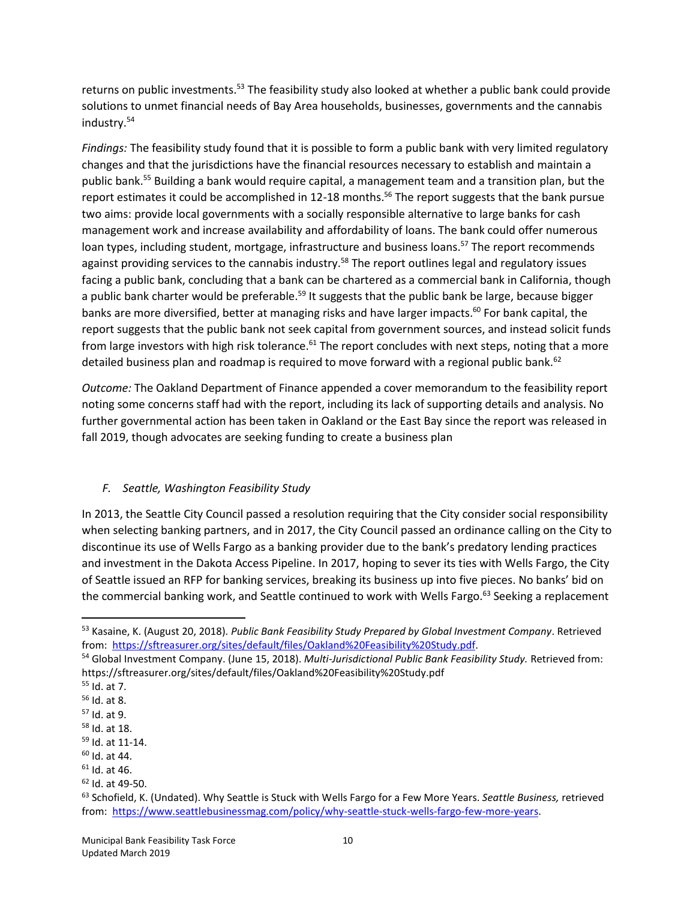returns on public investments.[53] The feasibility study also looked at whether a public bank could provide solutions to unmet financial needs of Bay Area households, businesses, governments and the cannabis industry.[54]

*Findings:* The feasibility study found that it is possible to form a public bank with very limited regulatory changes and that the jurisdictions have the financial resources necessary to establish and maintain a public bank.[55] Building a bank would require capital, a management team and a transition plan, but the report estimates it could be accomplished in 12-18 months.[56] The report suggests that the bank pursue two aims: provide local governments with a socially responsible alternative to large banks for cash management work and increase availability and affordability of loans. The bank could offer numerous loan types, including student, mortgage, infrastructure and business loans.[57] The report recommends against providing services to the cannabis industry.[58] The report outlines legal and regulatory issues facing a public bank, concluding that a bank can be chartered as a commercial bank in California, though a public bank charter would be preferable.[59] It suggests that the public bank be large, because bigger banks are more diversified, better at managing risks and have larger impacts.[60] For bank capital, the report suggests that the public bank not seek capital from government sources, and instead solicit funds from large investors with high risk tolerance.[61] The report concludes with next steps, noting that a more detailed business plan and roadmap is required to move forward with a regional public bank.[62]

*Outcome:* The Oakland Department of Finance appended a cover memorandum to the feasibility report noting some concerns staff had with the report, including its lack of supporting details and analysis. No further governmental action has been taken in Oakland or the East Bay since the report was released in fall 2019, though advocates are seeking funding to create a business plan

### *F. Seattle, Washington Feasibility Study*

In 2013, the Seattle City Council passed a resolution requiring that the City consider social responsibility when selecting banking partners, and in 2017, the City Council passed an ordinance calling on the City to discontinue its use of Wells Fargo as a banking provider due to the bank's predatory lending practices and investment in the Dakota Access Pipeline. In 2017, hoping to sever its ties with Wells Fargo, the City of Seattle issued an RFP for banking services, breaking its business up into five pieces. No banks' bid on the commercial banking work, and Seattle continued to work with Wells Fargo.[63] Seeking a replacement

---

[53] Kasaine, K. (August 20, 2018). *Public Bank Feasibility Study Prepared by Global Investment Company*. Retrieved from: https://sftreasurer.org/sites/default/files/Oakland%20Feasibility%20Study.pdf.

[54] Global Investment Company. (June 15, 2018). *Multi-Jurisdictional Public Bank Feasibility Study.* Retrieved from: https://sftreasurer.org/sites/default/files/Oakland%20Feasibility%20Study.pdf

[55] Id. at 7.

[56] Id. at 8.

[57] Id. at 9.

[58] Id. at 18.

[59] Id. at 11-14.

[60] Id. at 44.

[61] Id. at 46.

[62] Id. at 49-50.

[63] Schofield, K. (Undated). Why Seattle is Stuck with Wells Fargo for a Few More Years. *Seattle Business,* retrieved from: https://www.seattlebusinessmag.com/policy/why-seattle-stuck-wells-fargo-few-more-years.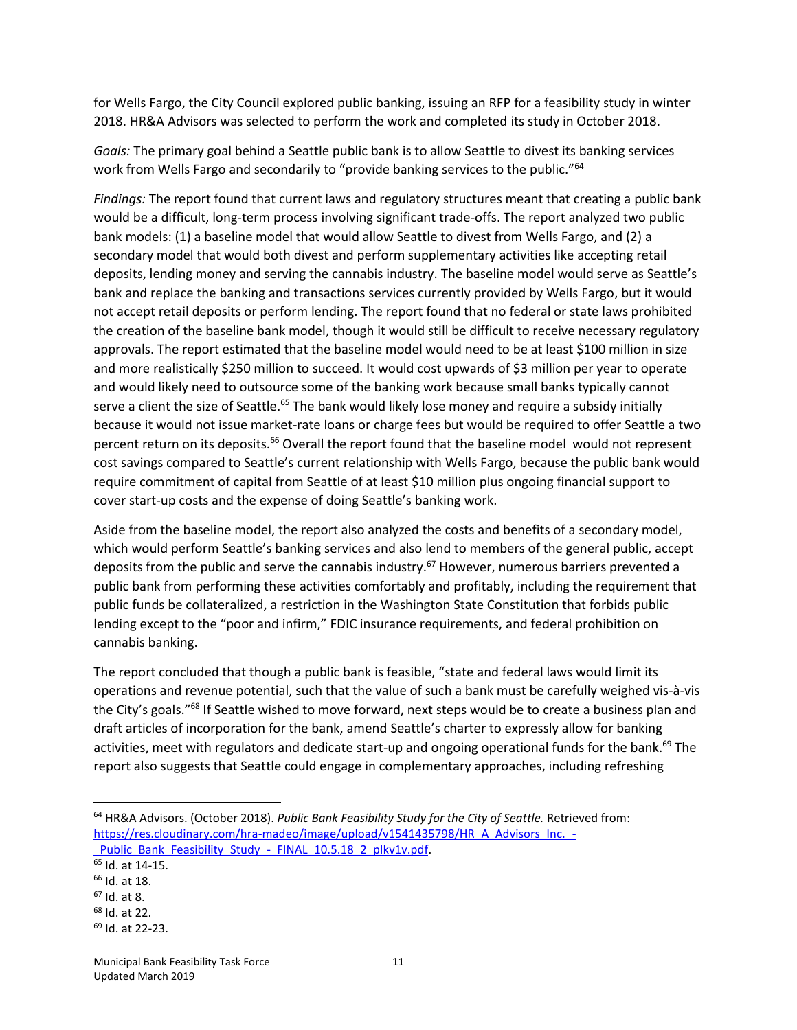for Wells Fargo, the City Council explored public banking, issuing an RFP for a feasibility study in winter 2018. HR&A Advisors was selected to perform the work and completed its study in October 2018.

*Goals:* The primary goal behind a Seattle public bank is to allow Seattle to divest its banking services work from Wells Fargo and secondarily to "provide banking services to the public."[64]

*Findings:* The report found that current laws and regulatory structures meant that creating a public bank would be a difficult, long-term process involving significant trade-offs. The report analyzed two public bank models: (1) a baseline model that would allow Seattle to divest from Wells Fargo, and (2) a secondary model that would both divest and perform supplementary activities like accepting retail deposits, lending money and serving the cannabis industry. The baseline model would serve as Seattle's bank and replace the banking and transactions services currently provided by Wells Fargo, but it would not accept retail deposits or perform lending. The report found that no federal or state laws prohibited the creation of the baseline bank model, though it would still be difficult to receive necessary regulatory approvals. The report estimated that the baseline model would need to be at least $100 million in size and more realistically $250 million to succeed. It would cost upwards of $3 million per year to operate and would likely need to outsource some of the banking work because small banks typically cannot serve a client the size of Seattle.[65] The bank would likely lose money and require a subsidy initially because it would not issue market-rate loans or charge fees but would be required to offer Seattle a two percent return on its deposits.[66] Overall the report found that the baseline model would not represent cost savings compared to Seattle's current relationship with Wells Fargo, because the public bank would require commitment of capital from Seattle of at least $10 million plus ongoing financial support to cover start-up costs and the expense of doing Seattle's banking work.

Aside from the baseline model, the report also analyzed the costs and benefits of a secondary model, which would perform Seattle's banking services and also lend to members of the general public, accept deposits from the public and serve the cannabis industry.[67] However, numerous barriers prevented a public bank from performing these activities comfortably and profitably, including the requirement that public funds be collateralized, a restriction in the Washington State Constitution that forbids public lending except to the "poor and infirm," FDIC insurance requirements, and federal prohibition on cannabis banking.

The report concluded that though a public bank is feasible, "state and federal laws would limit its operations and revenue potential, such that the value of such a bank must be carefully weighed vis-à-vis the City's goals."[68] If Seattle wished to move forward, next steps would be to create a business plan and draft articles of incorporation for the bank, amend Seattle's charter to expressly allow for banking activities, meet with regulators and dedicate start-up and ongoing operational funds for the bank.[69] The report also suggests that Seattle could engage in complementary approaches, including refreshing

---

[64] HR&A Advisors. (October 2018). *Public Bank Feasibility Study for the City of Seattle.* Retrieved from: https://res.cloudinary.com/hra-madeo/image/upload/v1541435798/HR_A_Advisors_Inc._-_Public_Bank_Feasibility_Study_-_FINAL_10.5.18_2_plkv1v.pdf.

[65] Id. at 14-15.

[66] Id. at 18.

[67] Id. at 8.

[68] Id. at 22.

[69] Id. at 22-23.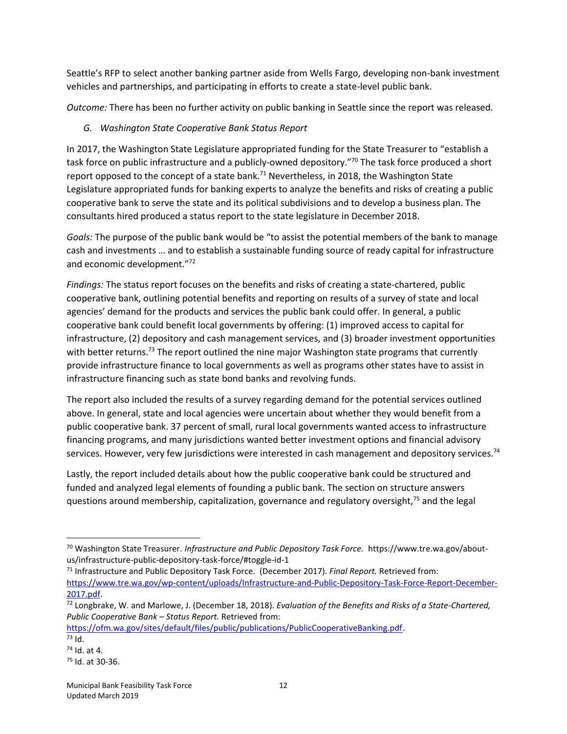Seattle's RFP to select another banking partner aside from Wells Fargo, developing non-bank investment vehicles and partnerships, and participating in efforts to create a state-level public bank.

*Outcome:* There has been no further activity on public banking in Seattle since the report was released.

### *G. Washington State Cooperative Bank Status Report*

In 2017, the Washington State Legislature appropriated funding for the State Treasurer to "establish a task force on public infrastructure and a publicly-owned depository."[70] The task force produced a short report opposed to the concept of a state bank.[71] Nevertheless, in 2018, the Washington State Legislature appropriated funds for banking experts to analyze the benefits and risks of creating a public cooperative bank to serve the state and its political subdivisions and to develop a business plan. The consultants hired produced a status report to the state legislature in December 2018.

*Goals:* The purpose of the public bank would be "to assist the potential members of the bank to manage cash and investments … and to establish a sustainable funding source of ready capital for infrastructure and economic development."[72]

*Findings:* The status report focuses on the benefits and risks of creating a state-chartered, public cooperative bank, outlining potential benefits and reporting on results of a survey of state and local agencies' demand for the products and services the public bank could offer. In general, a public cooperative bank could benefit local governments by offering: (1) improved access to capital for infrastructure, (2) depository and cash management services, and (3) broader investment opportunities with better returns.[73] The report outlined the nine major Washington state programs that currently provide infrastructure finance to local governments as well as programs other states have to assist in infrastructure financing such as state bond banks and revolving funds.

The report also included the results of a survey regarding demand for the potential services outlined above. In general, state and local agencies were uncertain about whether they would benefit from a public cooperative bank. 37 percent of small, rural local governments wanted access to infrastructure financing programs, and many jurisdictions wanted better investment options and financial advisory services. However, very few jurisdictions were interested in cash management and depository services.[74]

Lastly, the report included details about how the public cooperative bank could be structured and funded and analyzed legal elements of founding a public bank. The section on structure answers questions around membership, capitalization, governance and regulatory oversight,[75] and the legal

---

[70] Washington State Treasurer. *Infrastructure and Public Depository Task Force.* https://www.tre.wa.gov/about-us/infrastructure-public-depository-task-force/#toggle-id-1

[71] Infrastructure and Public Depository Task Force. (December 2017). *Final Report.* Retrieved from: https://www.tre.wa.gov/wp-content/uploads/Infrastructure-and-Public-Depository-Task-Force-Report-December-2017.pdf.

[72] Longbrake, W. and Marlowe, J. (December 18, 2018). *Evaluation of the Benefits and Risks of a State-Chartered, Public Cooperative Bank – Status Report.* Retrieved from: https://ofm.wa.gov/sites/default/files/public/publications/PublicCooperativeBanking.pdf.

[73] Id.

[74] Id. at 4.

[75] Id. at 30-36.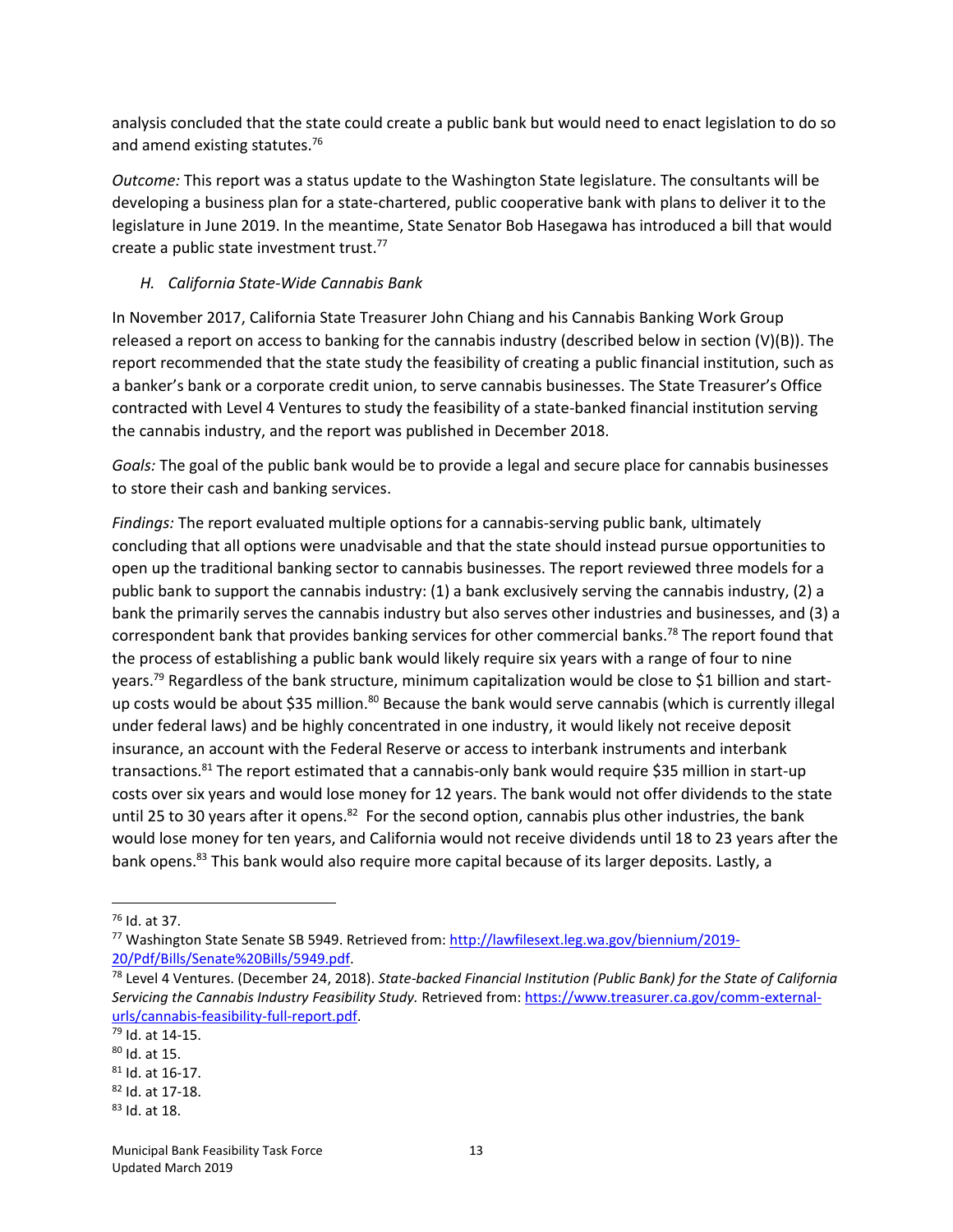analysis concluded that the state could create a public bank but would need to enact legislation to do so and amend existing statutes.[76]

*Outcome:* This report was a status update to the Washington State legislature. The consultants will be developing a business plan for a state-chartered, public cooperative bank with plans to deliver it to the legislature in June 2019. In the meantime, State Senator Bob Hasegawa has introduced a bill that would create a public state investment trust.[77]

### *H. California State-Wide Cannabis Bank*

In November 2017, California State Treasurer John Chiang and his Cannabis Banking Work Group released a report on access to banking for the cannabis industry (described below in section (V)(B)). The report recommended that the state study the feasibility of creating a public financial institution, such as a banker's bank or a corporate credit union, to serve cannabis businesses. The State Treasurer's Office contracted with Level 4 Ventures to study the feasibility of a state-banked financial institution serving the cannabis industry, and the report was published in December 2018.

*Goals:* The goal of the public bank would be to provide a legal and secure place for cannabis businesses to store their cash and banking services.

*Findings:* The report evaluated multiple options for a cannabis-serving public bank, ultimately concluding that all options were unadvisable and that the state should instead pursue opportunities to open up the traditional banking sector to cannabis businesses. The report reviewed three models for a public bank to support the cannabis industry: (1) a bank exclusively serving the cannabis industry, (2) a bank the primarily serves the cannabis industry but also serves other industries and businesses, and (3) a correspondent bank that provides banking services for other commercial banks.[78] The report found that the process of establishing a public bank would likely require six years with a range of four to nine years.[79] Regardless of the bank structure, minimum capitalization would be close to $1 billion and start-up costs would be about $35 million.[80] Because the bank would serve cannabis (which is currently illegal under federal laws) and be highly concentrated in one industry, it would likely not receive deposit insurance, an account with the Federal Reserve or access to interbank instruments and interbank transactions.[81] The report estimated that a cannabis-only bank would require $35 million in start-up costs over six years and would lose money for 12 years. The bank would not offer dividends to the state until 25 to 30 years after it opens.[82] For the second option, cannabis plus other industries, the bank would lose money for ten years, and California would not receive dividends until 18 to 23 years after the bank opens.[83] This bank would also require more capital because of its larger deposits. Lastly, a

---

[76] Id. at 37.

[77] Washington State Senate SB 5949. Retrieved from: http://lawfilesext.leg.wa.gov/biennium/2019-20/Pdf/Bills/Senate%20Bills/5949.pdf.

[78] Level 4 Ventures. (December 24, 2018). *State-backed Financial Institution (Public Bank) for the State of California Servicing the Cannabis Industry Feasibility Study.* Retrieved from: https://www.treasurer.ca.gov/comm-external-urls/cannabis-feasibility-full-report.pdf.

[79] Id. at 14-15.

[80] Id. at 15.

[81] Id. at 16-17.

[82] Id. at 17-18.

[83] Id. at 18.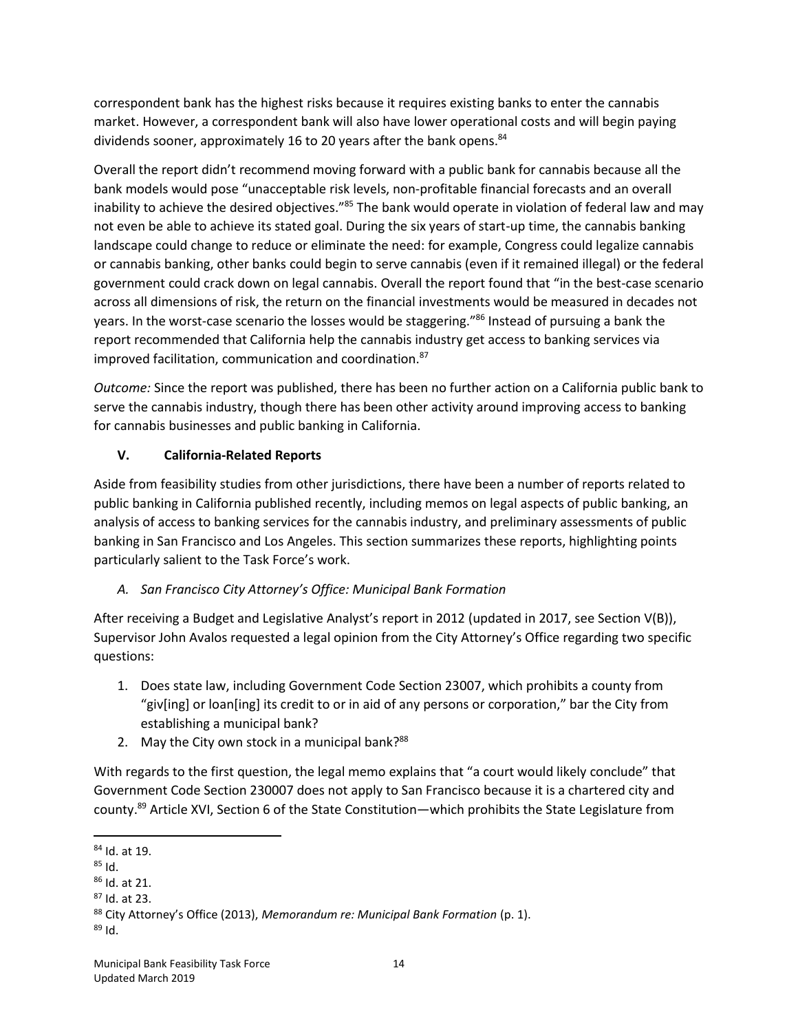correspondent bank has the highest risks because it requires existing banks to enter the cannabis market. However, a correspondent bank will also have lower operational costs and will begin paying dividends sooner, approximately 16 to 20 years after the bank opens.[84]

Overall the report didn't recommend moving forward with a public bank for cannabis because all the bank models would pose "unacceptable risk levels, non-profitable financial forecasts and an overall inability to achieve the desired objectives."[85] The bank would operate in violation of federal law and may not even be able to achieve its stated goal. During the six years of start-up time, the cannabis banking landscape could change to reduce or eliminate the need: for example, Congress could legalize cannabis or cannabis banking, other banks could begin to serve cannabis (even if it remained illegal) or the federal government could crack down on legal cannabis. Overall the report found that "in the best-case scenario across all dimensions of risk, the return on the financial investments would be measured in decades not years. In the worst-case scenario the losses would be staggering."[86] Instead of pursuing a bank the report recommended that California help the cannabis industry get access to banking services via improved facilitation, communication and coordination.[87]

*Outcome:* Since the report was published, there has been no further action on a California public bank to serve the cannabis industry, though there has been other activity around improving access to banking for cannabis businesses and public banking in California.

## V. California-Related Reports

Aside from feasibility studies from other jurisdictions, there have been a number of reports related to public banking in California published recently, including memos on legal aspects of public banking, an analysis of access to banking services for the cannabis industry, and preliminary assessments of public banking in San Francisco and Los Angeles. This section summarizes these reports, highlighting points particularly salient to the Task Force's work.

### *A. San Francisco City Attorney's Office: Municipal Bank Formation*

After receiving a Budget and Legislative Analyst's report in 2012 (updated in 2017, see Section V(B)), Supervisor John Avalos requested a legal opinion from the City Attorney's Office regarding two specific questions:

1. Does state law, including Government Code Section 23007, which prohibits a county from "giv[ing] or loan[ing] its credit to or in aid of any persons or corporation," bar the City from establishing a municipal bank?
2. May the City own stock in a municipal bank?[88]

With regards to the first question, the legal memo explains that "a court would likely conclude" that Government Code Section 230007 does not apply to San Francisco because it is a chartered city and county.[89] Article XVI, Section 6 of the State Constitution—which prohibits the State Legislature from

---

[84] Id. at 19.

[85] Id.

[86] Id. at 21.

[87] Id. at 23.

[88] City Attorney's Office (2013), *Memorandum re: Municipal Bank Formation* (p. 1).

[89] Id.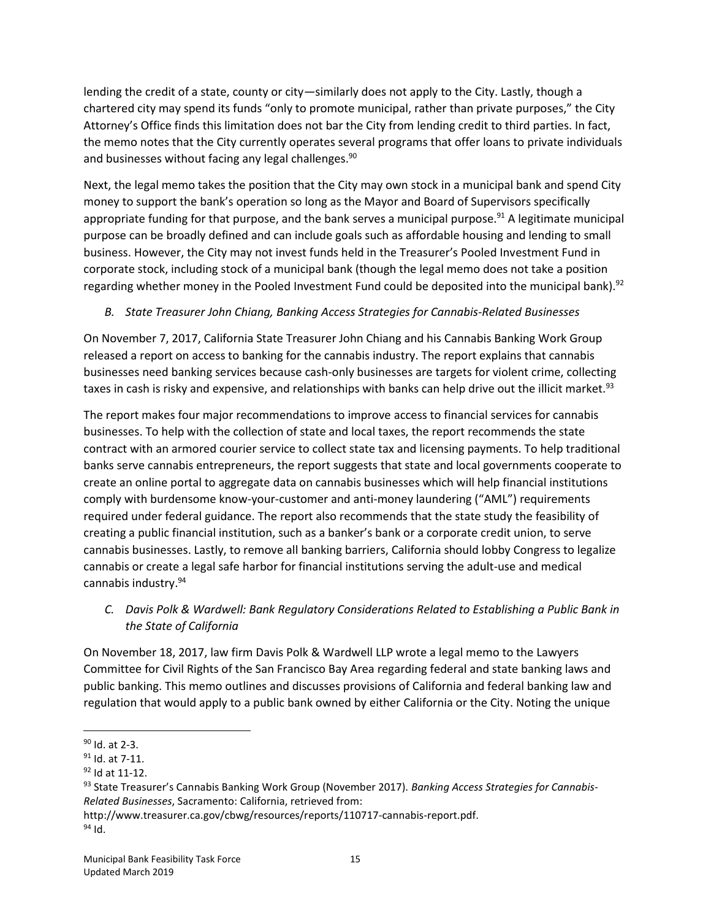lending the credit of a state, county or city—similarly does not apply to the City. Lastly, though a chartered city may spend its funds "only to promote municipal, rather than private purposes," the City Attorney's Office finds this limitation does not bar the City from lending credit to third parties. In fact, the memo notes that the City currently operates several programs that offer loans to private individuals and businesses without facing any legal challenges.[90]

Next, the legal memo takes the position that the City may own stock in a municipal bank and spend City money to support the bank's operation so long as the Mayor and Board of Supervisors specifically appropriate funding for that purpose, and the bank serves a municipal purpose.[91] A legitimate municipal purpose can be broadly defined and can include goals such as affordable housing and lending to small business. However, the City may not invest funds held in the Treasurer's Pooled Investment Fund in corporate stock, including stock of a municipal bank (though the legal memo does not take a position regarding whether money in the Pooled Investment Fund could be deposited into the municipal bank).[92]

### *B. State Treasurer John Chiang, Banking Access Strategies for Cannabis-Related Businesses*

On November 7, 2017, California State Treasurer John Chiang and his Cannabis Banking Work Group released a report on access to banking for the cannabis industry. The report explains that cannabis businesses need banking services because cash-only businesses are targets for violent crime, collecting taxes in cash is risky and expensive, and relationships with banks can help drive out the illicit market.[93]

The report makes four major recommendations to improve access to financial services for cannabis businesses. To help with the collection of state and local taxes, the report recommends the state contract with an armored courier service to collect state tax and licensing payments. To help traditional banks serve cannabis entrepreneurs, the report suggests that state and local governments cooperate to create an online portal to aggregate data on cannabis businesses which will help financial institutions comply with burdensome know-your-customer and anti-money laundering ("AML") requirements required under federal guidance. The report also recommends that the state study the feasibility of creating a public financial institution, such as a banker's bank or a corporate credit union, to serve cannabis businesses. Lastly, to remove all banking barriers, California should lobby Congress to legalize cannabis or create a legal safe harbor for financial institutions serving the adult-use and medical cannabis industry.[94]

### *C. Davis Polk & Wardwell: Bank Regulatory Considerations Related to Establishing a Public Bank in the State of California*

On November 18, 2017, law firm Davis Polk & Wardwell LLP wrote a legal memo to the Lawyers Committee for Civil Rights of the San Francisco Bay Area regarding federal and state banking laws and public banking. This memo outlines and discusses provisions of California and federal banking law and regulation that would apply to a public bank owned by either California or the City. Noting the unique

---

[90] Id. at 2-3.

[91] Id. at 7-11.

[92] Id at 11-12.

[93] State Treasurer's Cannabis Banking Work Group (November 2017). *Banking Access Strategies for Cannabis-Related Businesses*, Sacramento: California, retrieved from: http://www.treasurer.ca.gov/cbwg/resources/reports/110717-cannabis-report.pdf.

[94] Id.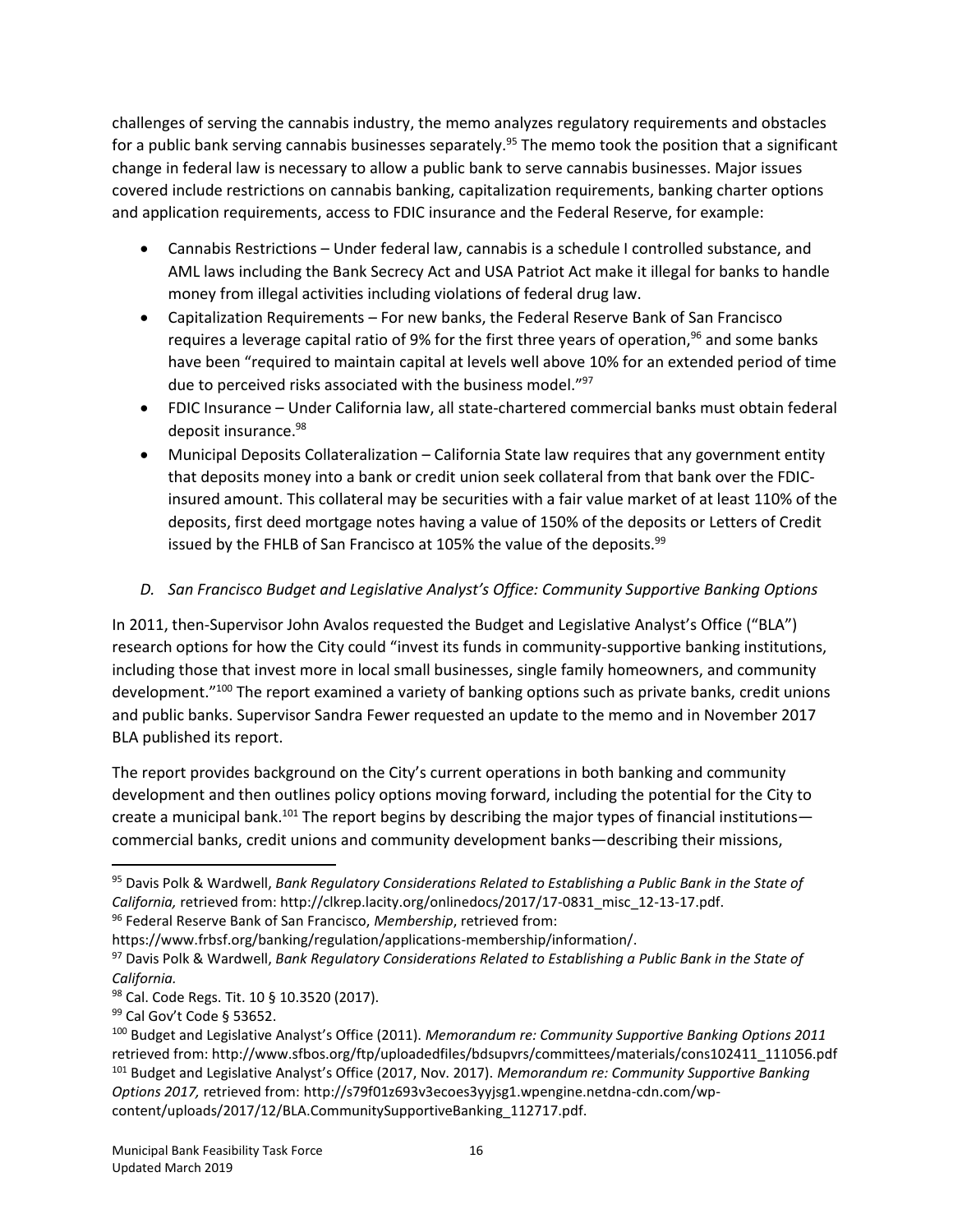challenges of serving the cannabis industry, the memo analyzes regulatory requirements and obstacles for a public bank serving cannabis businesses separately.[95] The memo took the position that a significant change in federal law is necessary to allow a public bank to serve cannabis businesses. Major issues covered include restrictions on cannabis banking, capitalization requirements, banking charter options and application requirements, access to FDIC insurance and the Federal Reserve, for example:

- Cannabis Restrictions – Under federal law, cannabis is a schedule I controlled substance, and AML laws including the Bank Secrecy Act and USA Patriot Act make it illegal for banks to handle money from illegal activities including violations of federal drug law.
- Capitalization Requirements – For new banks, the Federal Reserve Bank of San Francisco requires a leverage capital ratio of 9% for the first three years of operation,[96] and some banks have been "required to maintain capital at levels well above 10% for an extended period of time due to perceived risks associated with the business model."[97]
- FDIC Insurance – Under California law, all state-chartered commercial banks must obtain federal deposit insurance.[98]
- Municipal Deposits Collateralization – California State law requires that any government entity that deposits money into a bank or credit union seek collateral from that bank over the FDIC-insured amount. This collateral may be securities with a fair value market of at least 110% of the deposits, first deed mortgage notes having a value of 150% of the deposits or Letters of Credit issued by the FHLB of San Francisco at 105% the value of the deposits.[99]

### *D. San Francisco Budget and Legislative Analyst's Office: Community Supportive Banking Options*

In 2011, then-Supervisor John Avalos requested the Budget and Legislative Analyst's Office ("BLA") research options for how the City could "invest its funds in community-supportive banking institutions, including those that invest more in local small businesses, single family homeowners, and community development."[100] The report examined a variety of banking options such as private banks, credit unions and public banks. Supervisor Sandra Fewer requested an update to the memo and in November 2017 BLA published its report.

The report provides background on the City's current operations in both banking and community development and then outlines policy options moving forward, including the potential for the City to create a municipal bank.[101] The report begins by describing the major types of financial institutions—commercial banks, credit unions and community development banks—describing their missions,

---

[95] Davis Polk & Wardwell, *Bank Regulatory Considerations Related to Establishing a Public Bank in the State of California,* retrieved from: http://clkrep.lacity.org/onlinedocs/2017/17-0831_misc_12-13-17.pdf.

[96] Federal Reserve Bank of San Francisco, *Membership*, retrieved from: https://www.frbsf.org/banking/regulation/applications-membership/information/.

[97] Davis Polk & Wardwell, *Bank Regulatory Considerations Related to Establishing a Public Bank in the State of California.*

[98] Cal. Code Regs. Tit. 10 § 10.3520 (2017).

[99] Cal Gov't Code § 53652.

[100] Budget and Legislative Analyst's Office (2011). *Memorandum re: Community Supportive Banking Options 2011* retrieved from: http://www.sfbos.org/ftp/uploadedfiles/bdsupvrs/committees/materials/cons102411_111056.pdf

[101] Budget and Legislative Analyst's Office (2017, Nov. 2017). *Memorandum re: Community Supportive Banking Options 2017,* retrieved from: http://s79f01z693v3ecoes3yyjsg1.wpengine.netdna-cdn.com/wp-content/uploads/2017/12/BLA.CommunitySupportiveBanking_112717.pdf.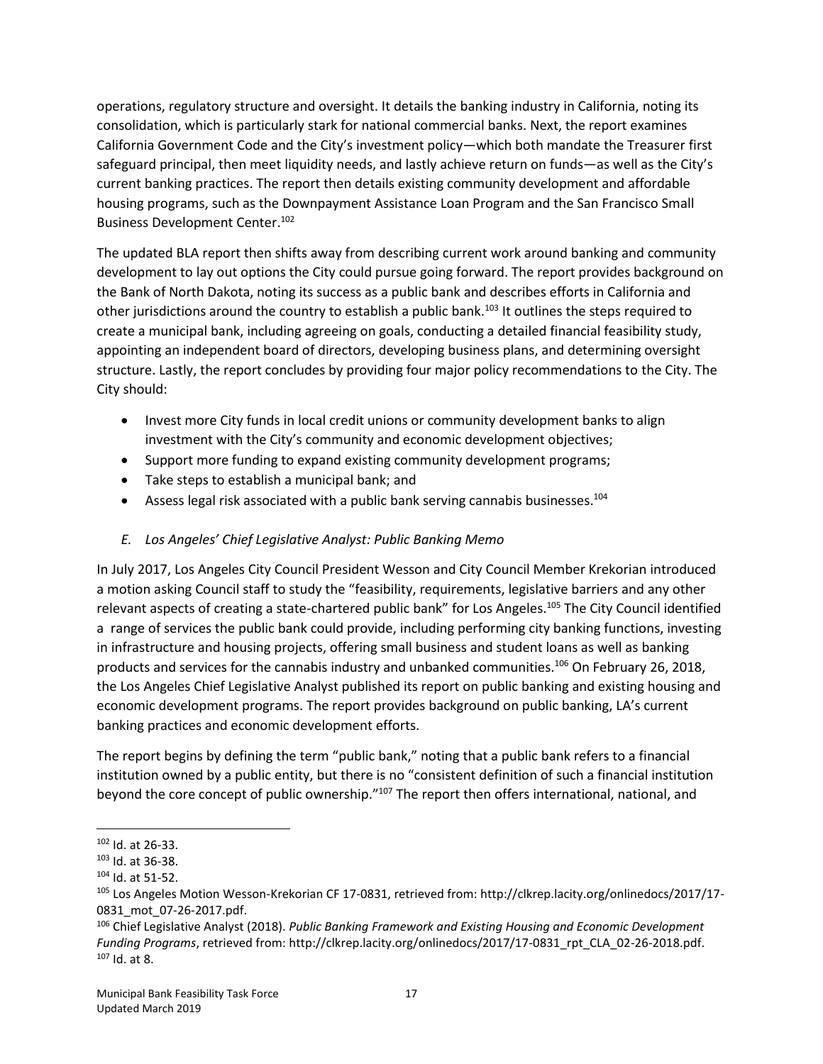operations, regulatory structure and oversight. It details the banking industry in California, noting its consolidation, which is particularly stark for national commercial banks. Next, the report examines California Government Code and the City's investment policy—which both mandate the Treasurer first safeguard principal, then meet liquidity needs, and lastly achieve return on funds—as well as the City's current banking practices. The report then details existing community development and affordable housing programs, such as the Downpayment Assistance Loan Program and the San Francisco Small Business Development Center.[102]

The updated BLA report then shifts away from describing current work around banking and community development to lay out options the City could pursue going forward. The report provides background on the Bank of North Dakota, noting its success as a public bank and describes efforts in California and other jurisdictions around the country to establish a public bank.[103] It outlines the steps required to create a municipal bank, including agreeing on goals, conducting a detailed financial feasibility study, appointing an independent board of directors, developing business plans, and determining oversight structure. Lastly, the report concludes by providing four major policy recommendations to the City. The City should:

- Invest more City funds in local credit unions or community development banks to align investment with the City's community and economic development objectives;
- Support more funding to expand existing community development programs;
- Take steps to establish a municipal bank; and
- Assess legal risk associated with a public bank serving cannabis businesses.[104]

### *E. Los Angeles' Chief Legislative Analyst: Public Banking Memo*

In July 2017, Los Angeles City Council President Wesson and City Council Member Krekorian introduced a motion asking Council staff to study the "feasibility, requirements, legislative barriers and any other relevant aspects of creating a state-chartered public bank" for Los Angeles.[105] The City Council identified a range of services the public bank could provide, including performing city banking functions, investing in infrastructure and housing projects, offering small business and student loans as well as banking products and services for the cannabis industry and unbanked communities.[106] On February 26, 2018, the Los Angeles Chief Legislative Analyst published its report on public banking and existing housing and economic development programs. The report provides background on public banking, LA's current banking practices and economic development efforts.

The report begins by defining the term "public bank," noting that a public bank refers to a financial institution owned by a public entity, but there is no "consistent definition of such a financial institution beyond the core concept of public ownership."[107] The report then offers international, national, and

---

[102] Id. at 26-33.
[103] Id. at 36-38.
[104] Id. at 51-52.
[105] Los Angeles Motion Wesson-Krekorian CF 17-0831, retrieved from: http://clkrep.lacity.org/onlinedocs/2017/17-0831_mot_07-26-2017.pdf.
[106] Chief Legislative Analyst (2018). *Public Banking Framework and Existing Housing and Economic Development Funding Programs*, retrieved from: http://clkrep.lacity.org/onlinedocs/2017/17-0831_rpt_CLA_02-26-2018.pdf.
[107] Id. at 8.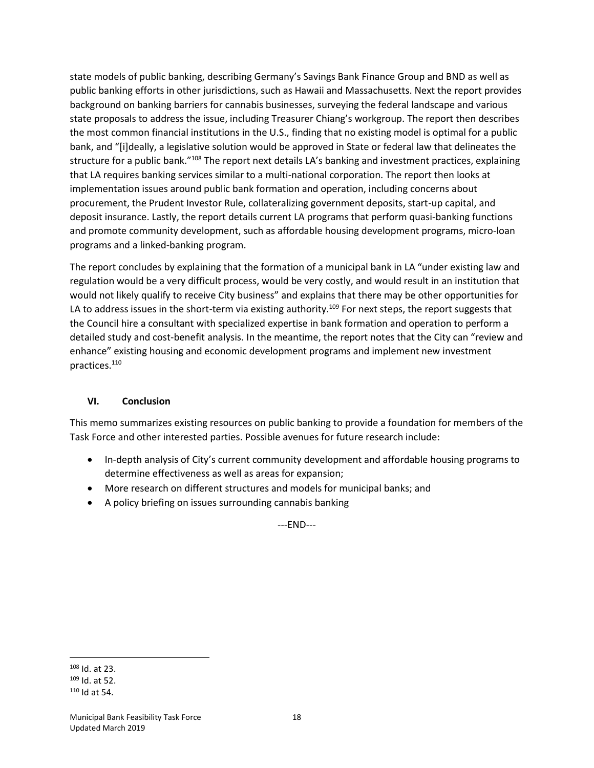state models of public banking, describing Germany's Savings Bank Finance Group and BND as well as public banking efforts in other jurisdictions, such as Hawaii and Massachusetts. Next the report provides background on banking barriers for cannabis businesses, surveying the federal landscape and various state proposals to address the issue, including Treasurer Chiang's workgroup. The report then describes the most common financial institutions in the U.S., finding that no existing model is optimal for a public bank, and "[i]deally, a legislative solution would be approved in State or federal law that delineates the structure for a public bank."[108] The report next details LA's banking and investment practices, explaining that LA requires banking services similar to a multi-national corporation. The report then looks at implementation issues around public bank formation and operation, including concerns about procurement, the Prudent Investor Rule, collateralizing government deposits, start-up capital, and deposit insurance. Lastly, the report details current LA programs that perform quasi-banking functions and promote community development, such as affordable housing development programs, micro-loan programs and a linked-banking program.

The report concludes by explaining that the formation of a municipal bank in LA "under existing law and regulation would be a very difficult process, would be very costly, and would result in an institution that would not likely qualify to receive City business" and explains that there may be other opportunities for LA to address issues in the short-term via existing authority.[109] For next steps, the report suggests that the Council hire a consultant with specialized expertise in bank formation and operation to perform a detailed study and cost-benefit analysis. In the meantime, the report notes that the City can "review and enhance" existing housing and economic development programs and implement new investment practices.[110]

## VI. Conclusion

This memo summarizes existing resources on public banking to provide a foundation for members of the Task Force and other interested parties. Possible avenues for future research include:

- In-depth analysis of City's current community development and affordable housing programs to determine effectiveness as well as areas for expansion;
- More research on different structures and models for municipal banks; and
- A policy briefing on issues surrounding cannabis banking

---END---

[108] Id. at 23.
[109] Id. at 52.
[110] Id at 54.